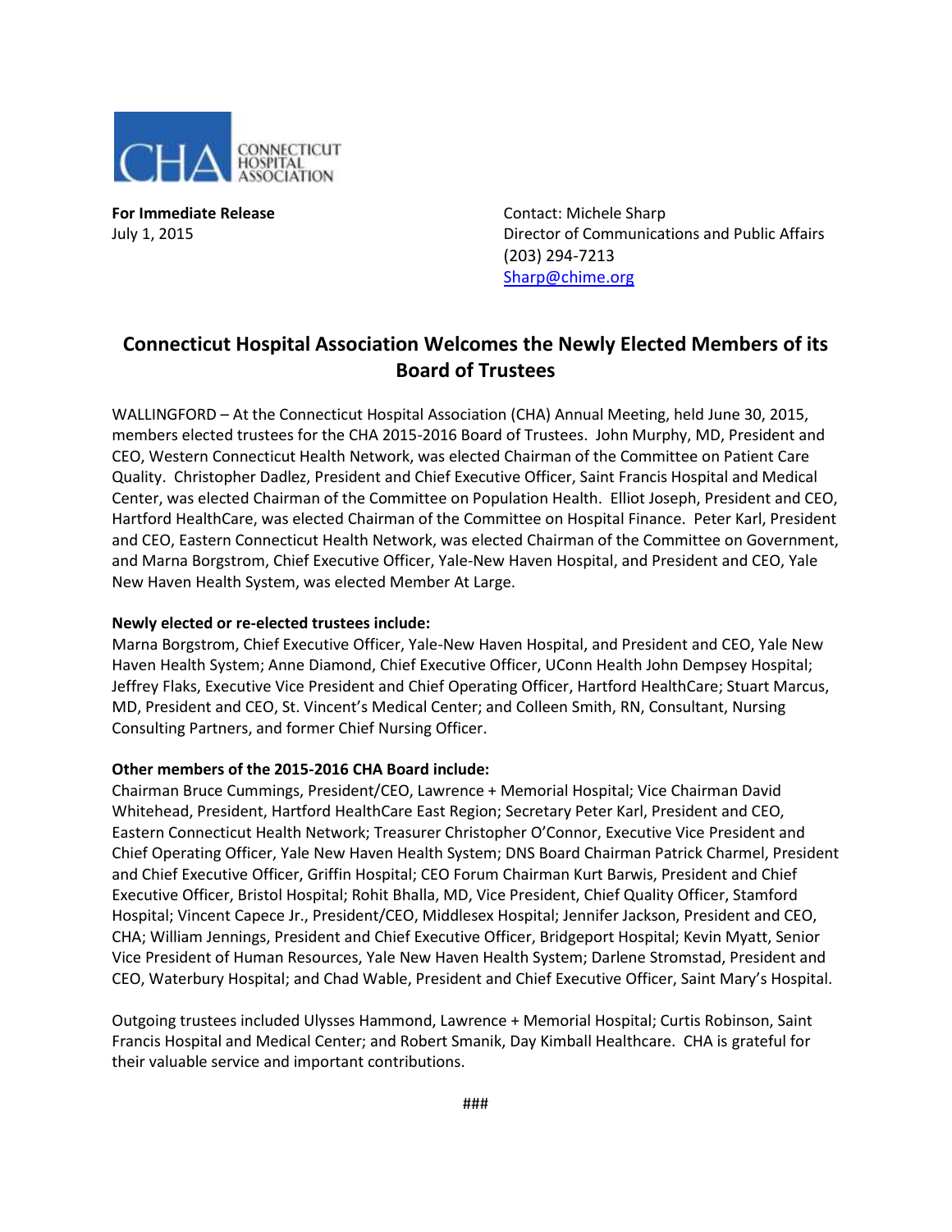CONNECTICUT HOSPITAL ASSOCIATION

**For Immediate Release**
July 1, 2015

Contact: Michele Sharp
Director of Communications and Public Affairs
(203) 294-7213
Sharp@chime.org

# Connecticut Hospital Association Welcomes the Newly Elected Members of its Board of Trustees

WALLINGFORD – At the Connecticut Hospital Association (CHA) Annual Meeting, held June 30, 2015, members elected trustees for the CHA 2015-2016 Board of Trustees. John Murphy, MD, President and CEO, Western Connecticut Health Network, was elected Chairman of the Committee on Patient Care Quality. Christopher Dadlez, President and Chief Executive Officer, Saint Francis Hospital and Medical Center, was elected Chairman of the Committee on Population Health. Elliot Joseph, President and CEO, Hartford HealthCare, was elected Chairman of the Committee on Hospital Finance. Peter Karl, President and CEO, Eastern Connecticut Health Network, was elected Chairman of the Committee on Government, and Marna Borgstrom, Chief Executive Officer, Yale-New Haven Hospital, and President and CEO, Yale New Haven Health System, was elected Member At Large.

**Newly elected or re-elected trustees include:**
Marna Borgstrom, Chief Executive Officer, Yale-New Haven Hospital, and President and CEO, Yale New Haven Health System; Anne Diamond, Chief Executive Officer, UConn Health John Dempsey Hospital; Jeffrey Flaks, Executive Vice President and Chief Operating Officer, Hartford HealthCare; Stuart Marcus, MD, President and CEO, St. Vincent's Medical Center; and Colleen Smith, RN, Consultant, Nursing Consulting Partners, and former Chief Nursing Officer.

**Other members of the 2015-2016 CHA Board include:**
Chairman Bruce Cummings, President/CEO, Lawrence + Memorial Hospital; Vice Chairman David Whitehead, President, Hartford HealthCare East Region; Secretary Peter Karl, President and CEO, Eastern Connecticut Health Network; Treasurer Christopher O'Connor, Executive Vice President and Chief Operating Officer, Yale New Haven Health System; DNS Board Chairman Patrick Charmel, President and Chief Executive Officer, Griffin Hospital; CEO Forum Chairman Kurt Barwis, President and Chief Executive Officer, Bristol Hospital; Rohit Bhalla, MD, Vice President, Chief Quality Officer, Stamford Hospital; Vincent Capece Jr., President/CEO, Middlesex Hospital; Jennifer Jackson, President and CEO, CHA; William Jennings, President and Chief Executive Officer, Bridgeport Hospital; Kevin Myatt, Senior Vice President of Human Resources, Yale New Haven Health System; Darlene Stromstad, President and CEO, Waterbury Hospital; and Chad Wable, President and Chief Executive Officer, Saint Mary's Hospital.

Outgoing trustees included Ulysses Hammond, Lawrence + Memorial Hospital; Curtis Robinson, Saint Francis Hospital and Medical Center; and Robert Smanik, Day Kimball Healthcare. CHA is grateful for their valuable service and important contributions.

###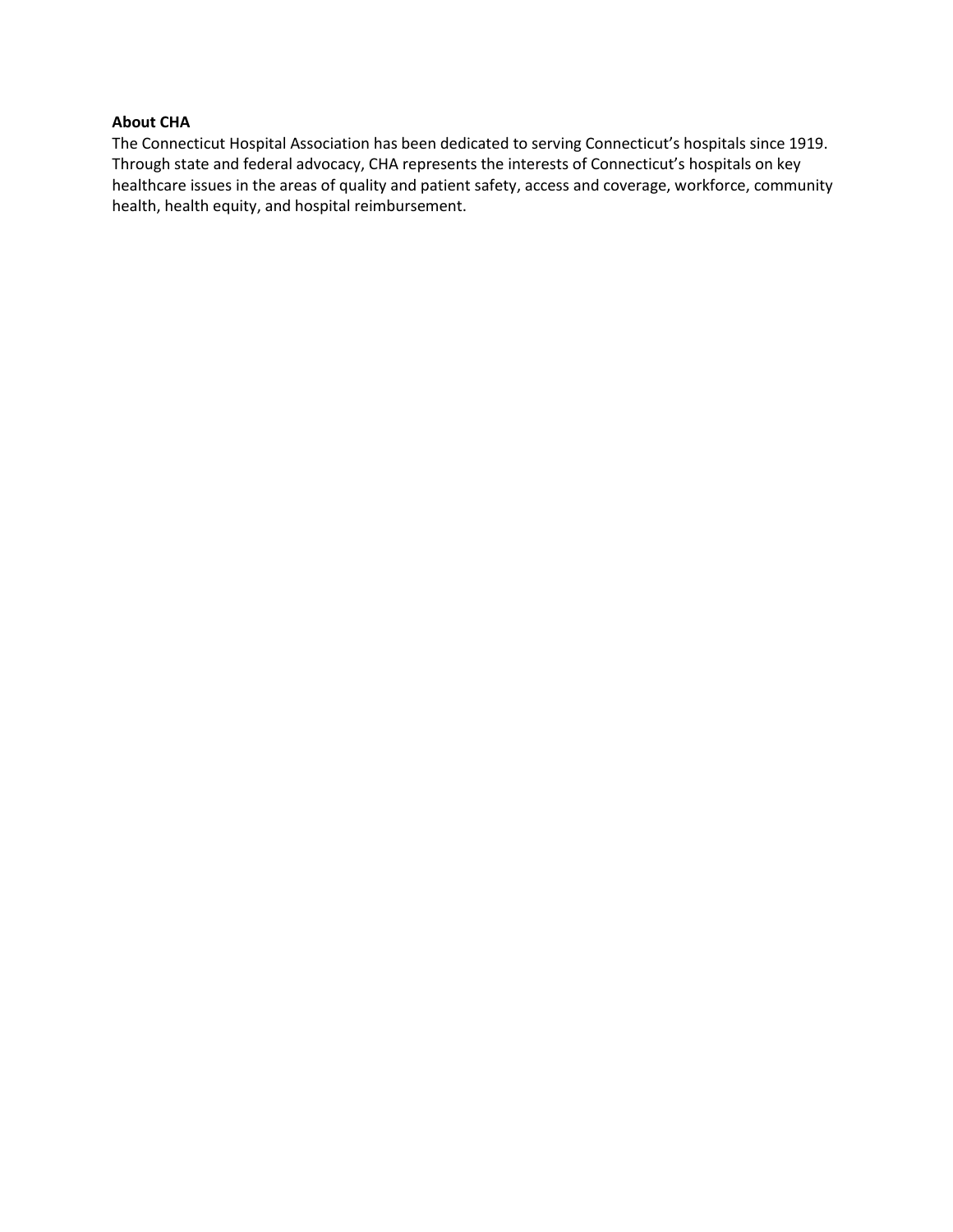**About CHA**

The Connecticut Hospital Association has been dedicated to serving Connecticut's hospitals since 1919. Through state and federal advocacy, CHA represents the interests of Connecticut's hospitals on key healthcare issues in the areas of quality and patient safety, access and coverage, workforce, community health, health equity, and hospital reimbursement.